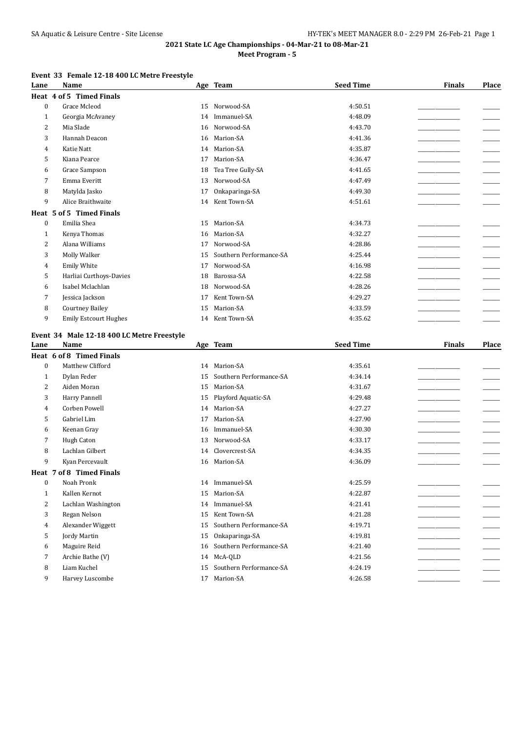## 2021 State LC Age Championships - 04-Mar-21 to 08-Mar-21

### Meet Program - 5

**Event 33 Female 12-18 400 LC Metre Freestyle**

| Lane | Name | Age | Team | Seed Time | Finals | Place |
|---|---|---|---|---|---|---|
| **Heat 4 of 5 Timed Finals** | | | | | | |
| 0 | Grace Mcleod | 15 | Norwood-SA | 4:50.51 | | |
| 1 | Georgia McAvaney | 14 | Immanuel-SA | 4:48.09 | | |
| 2 | Mia Slade | 16 | Norwood-SA | 4:43.70 | | |
| 3 | Hannah Deacon | 16 | Marion-SA | 4:41.36 | | |
| 4 | Katie Natt | 14 | Marion-SA | 4:35.87 | | |
| 5 | Kiana Pearce | 17 | Marion-SA | 4:36.47 | | |
| 6 | Grace Sampson | 18 | Tea Tree Gully-SA | 4:41.65 | | |
| 7 | Emma Everitt | 13 | Norwood-SA | 4:47.49 | | |
| 8 | Matylda Jasko | 17 | Onkaparinga-SA | 4:49.30 | | |
| 9 | Alice Braithwaite | 14 | Kent Town-SA | 4:51.61 | | |
| **Heat 5 of 5 Timed Finals** | | | | | | |
| 0 | Emilia Shea | 15 | Marion-SA | 4:34.73 | | |
| 1 | Kenya Thomas | 16 | Marion-SA | 4:32.27 | | |
| 2 | Alana Williams | 17 | Norwood-SA | 4:28.86 | | |
| 3 | Molly Walker | 15 | Southern Performance-SA | 4:25.44 | | |
| 4 | Emily White | 17 | Norwood-SA | 4:16.98 | | |
| 5 | Harliai Curthoys-Davies | 18 | Barossa-SA | 4:22.58 | | |
| 6 | Isabel Mclachlan | 18 | Norwood-SA | 4:28.26 | | |
| 7 | Jessica Jackson | 17 | Kent Town-SA | 4:29.27 | | |
| 8 | Courtney Bailey | 15 | Marion-SA | 4:33.59 | | |
| 9 | Emily Estcourt Hughes | 14 | Kent Town-SA | 4:35.62 | | |

**Event 34 Male 12-18 400 LC Metre Freestyle**

| Lane | Name | Age | Team | Seed Time | Finals | Place |
|---|---|---|---|---|---|---|
| **Heat 6 of 8 Timed Finals** | | | | | | |
| 0 | Matthew Clifford | 14 | Marion-SA | 4:35.61 | | |
| 1 | Dylan Feder | 15 | Southern Performance-SA | 4:34.14 | | |
| 2 | Aiden Moran | 15 | Marion-SA | 4:31.67 | | |
| 3 | Harry Pannell | 15 | Playford Aquatic-SA | 4:29.48 | | |
| 4 | Corben Powell | 14 | Marion-SA | 4:27.27 | | |
| 5 | Gabriel Lim | 17 | Marion-SA | 4:27.90 | | |
| 6 | Keenan Gray | 16 | Immanuel-SA | 4:30.30 | | |
| 7 | Hugh Caton | 13 | Norwood-SA | 4:33.17 | | |
| 8 | Lachlan Gilbert | 14 | Clovercrest-SA | 4:34.35 | | |
| 9 | Kyan Percevault | 16 | Marion-SA | 4:36.09 | | |
| **Heat 7 of 8 Timed Finals** | | | | | | |
| 0 | Noah Pronk | 14 | Immanuel-SA | 4:25.59 | | |
| 1 | Kallen Kernot | 15 | Marion-SA | 4:22.87 | | |
| 2 | Lachlan Washington | 14 | Immanuel-SA | 4:21.41 | | |
| 3 | Regan Nelson | 15 | Kent Town-SA | 4:21.28 | | |
| 4 | Alexander Wiggett | 15 | Southern Performance-SA | 4:19.71 | | |
| 5 | Jordy Martin | 15 | Onkaparinga-SA | 4:19.81 | | |
| 6 | Maguire Reid | 16 | Southern Performance-SA | 4:21.40 | | |
| 7 | Archie Bathe (V) | 14 | McA-QLD | 4:21.56 | | |
| 8 | Liam Kuchel | 15 | Southern Performance-SA | 4:24.19 | | |
| 9 | Harvey Luscombe | 17 | Marion-SA | 4:26.58 | | |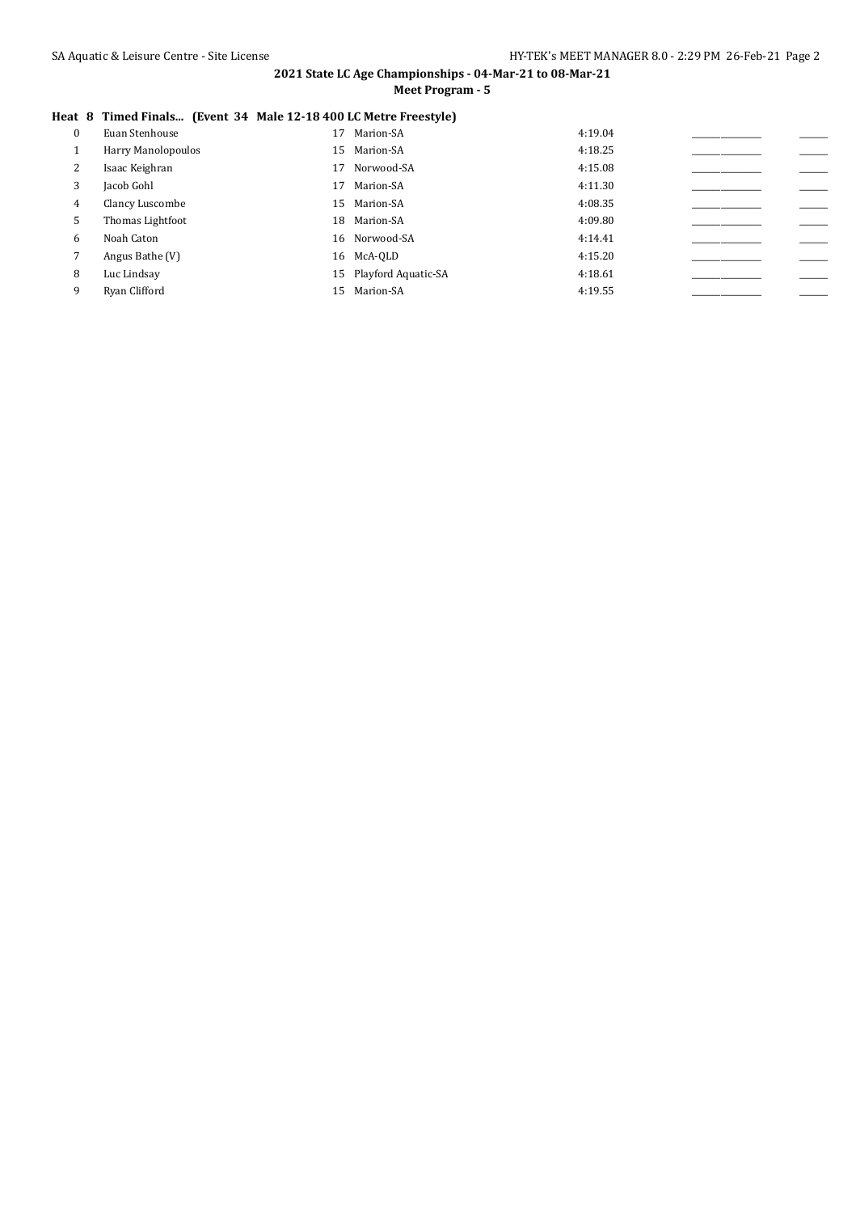**2021 State LC Age Championships - 04-Mar-21 to 08-Mar-21**

**Meet Program - 5**

**Heat 8 Timed Finals... (Event 34 Male 12-18 400 LC Metre Freestyle)**

| | | | | | | |
|---|---|---|---|---|---|---|
| 0 | Euan Stenhouse | 17 | Marion-SA | 4:19.04 | | |
| 1 | Harry Manolopoulos | 15 | Marion-SA | 4:18.25 | | |
| 2 | Isaac Keighran | 17 | Norwood-SA | 4:15.08 | | |
| 3 | Jacob Gohl | 17 | Marion-SA | 4:11.30 | | |
| 4 | Clancy Luscombe | 15 | Marion-SA | 4:08.35 | | |
| 5 | Thomas Lightfoot | 18 | Marion-SA | 4:09.80 | | |
| 6 | Noah Caton | 16 | Norwood-SA | 4:14.41 | | |
| 7 | Angus Bathe (V) | 16 | McA-QLD | 4:15.20 | | |
| 8 | Luc Lindsay | 15 | Playford Aquatic-SA | 4:18.61 | | |
| 9 | Ryan Clifford | 15 | Marion-SA | 4:19.55 | | |